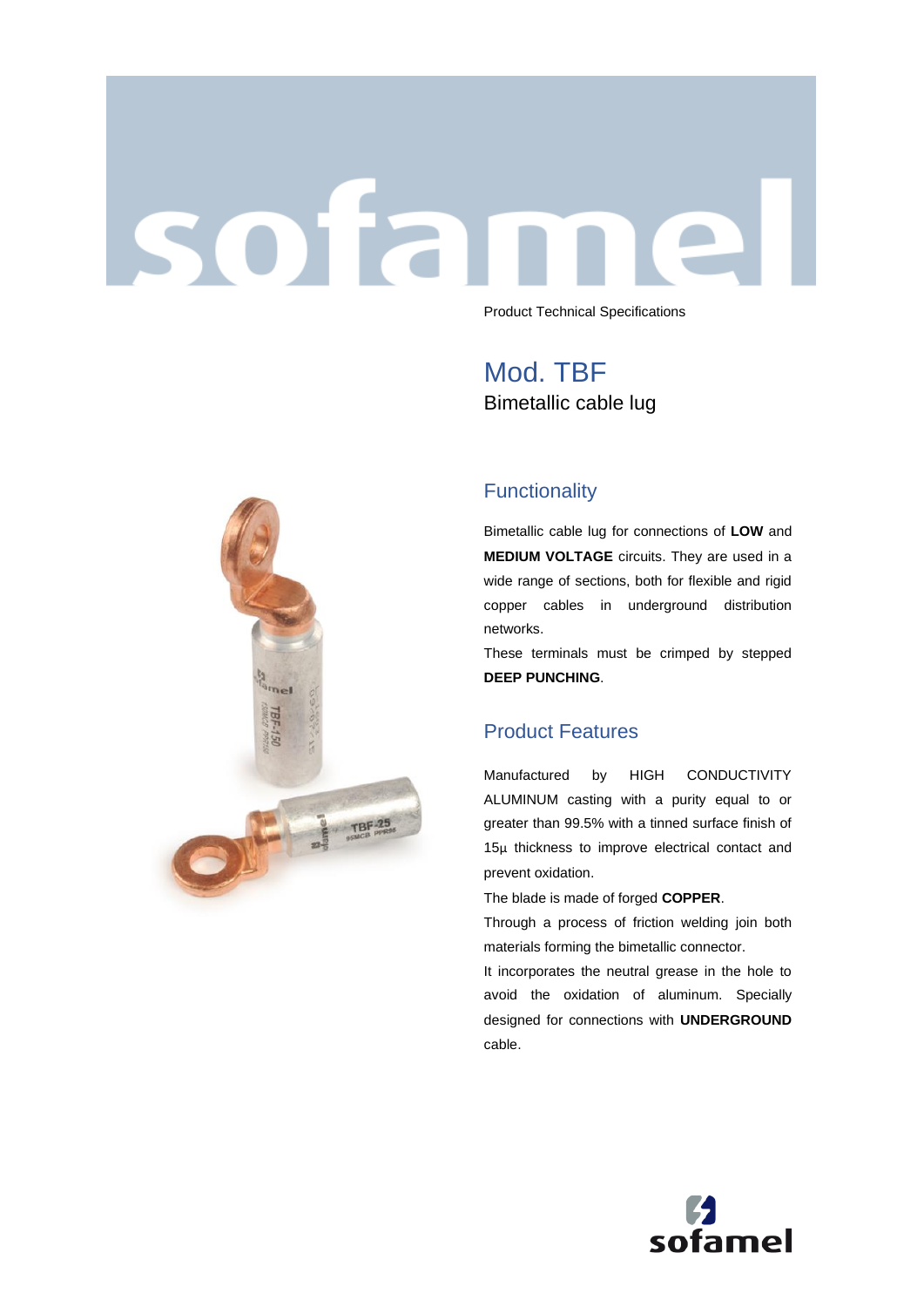Product Technical Specifications

# Mod. TBF

Bimetallic cable lug

## Functionality

Bimetallic cable lug for connections of **LOW** and **MEDIUM VOLTAGE** circuits. They are used in a wide range of sections, both for flexible and rigid copper cables in underground distribution networks.

These terminals must be crimped by stepped **DEEP PUNCHING**.

## Product Features

Manufactured by HIGH CONDUCTIVITY ALUMINUM casting with a purity equal to or greater than 99.5% with a tinned surface finish of 15μ thickness to improve electrical contact and prevent oxidation.

The blade is made of forged **COPPER**.

Through a process of friction welding join both materials forming the bimetallic connector.

It incorporates the neutral grease in the hole to avoid the oxidation of aluminum. Specially designed for connections with **UNDERGROUND** cable.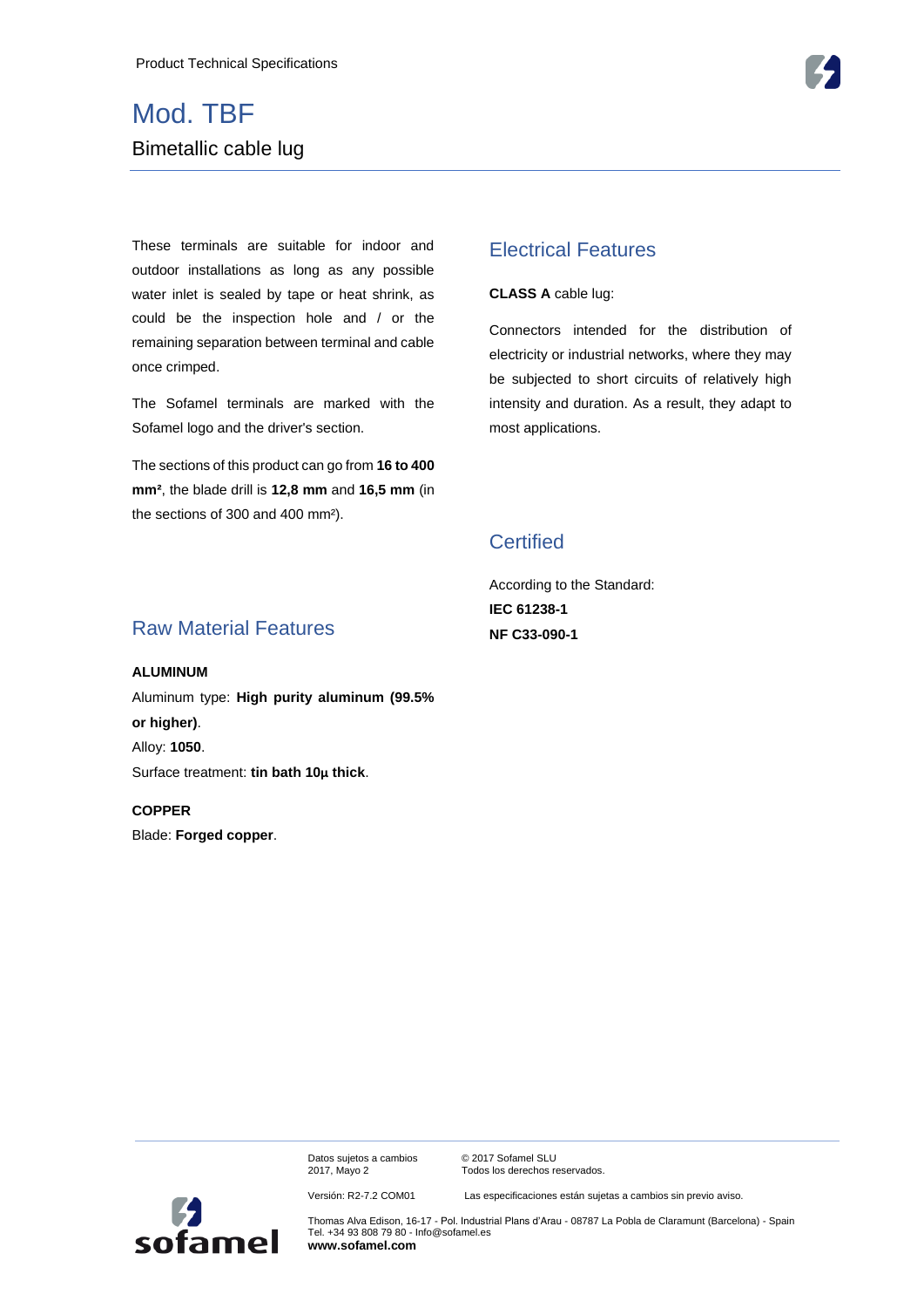Product Technical Specifications

# Mod. TBF

## Bimetallic cable lug

These terminals are suitable for indoor and outdoor installations as long as any possible water inlet is sealed by tape or heat shrink, as could be the inspection hole and / or the remaining separation between terminal and cable once crimped.

The Sofamel terminals are marked with the Sofamel logo and the driver's section.

The sections of this product can go from **16 to 400 mm²**, the blade drill is **12,8 mm** and **16,5 mm** (in the sections of 300 and 400 mm²).

## Raw Material Features

**ALUMINUM**

Aluminum type: **High purity aluminum (99.5% or higher)**.
Alloy: **1050**.
Surface treatment: **tin bath 10µ thick**.

**COPPER**

Blade: **Forged copper**.

## Electrical Features

**CLASS A** cable lug:

Connectors intended for the distribution of electricity or industrial networks, where they may be subjected to short circuits of relatively high intensity and duration. As a result, they adapt to most applications.

## Certified

According to the Standard:
**IEC 61238-1**
**NF C33-090-1**

Datos sujetos a cambios
2017, Mayo 2

© 2017 Sofamel SLU
Todos los derechos reservados.

Versión: R2-7.2 COM01

Las especificaciones están sujetas a cambios sin previo aviso.

Thomas Alva Edison, 16-17 - Pol. Industrial Plans d'Arau - 08787 La Pobla de Claramunt (Barcelona) - Spain
Tel. +34 93 808 79 80 - Info@sofamel.es
**www.sofamel.com**